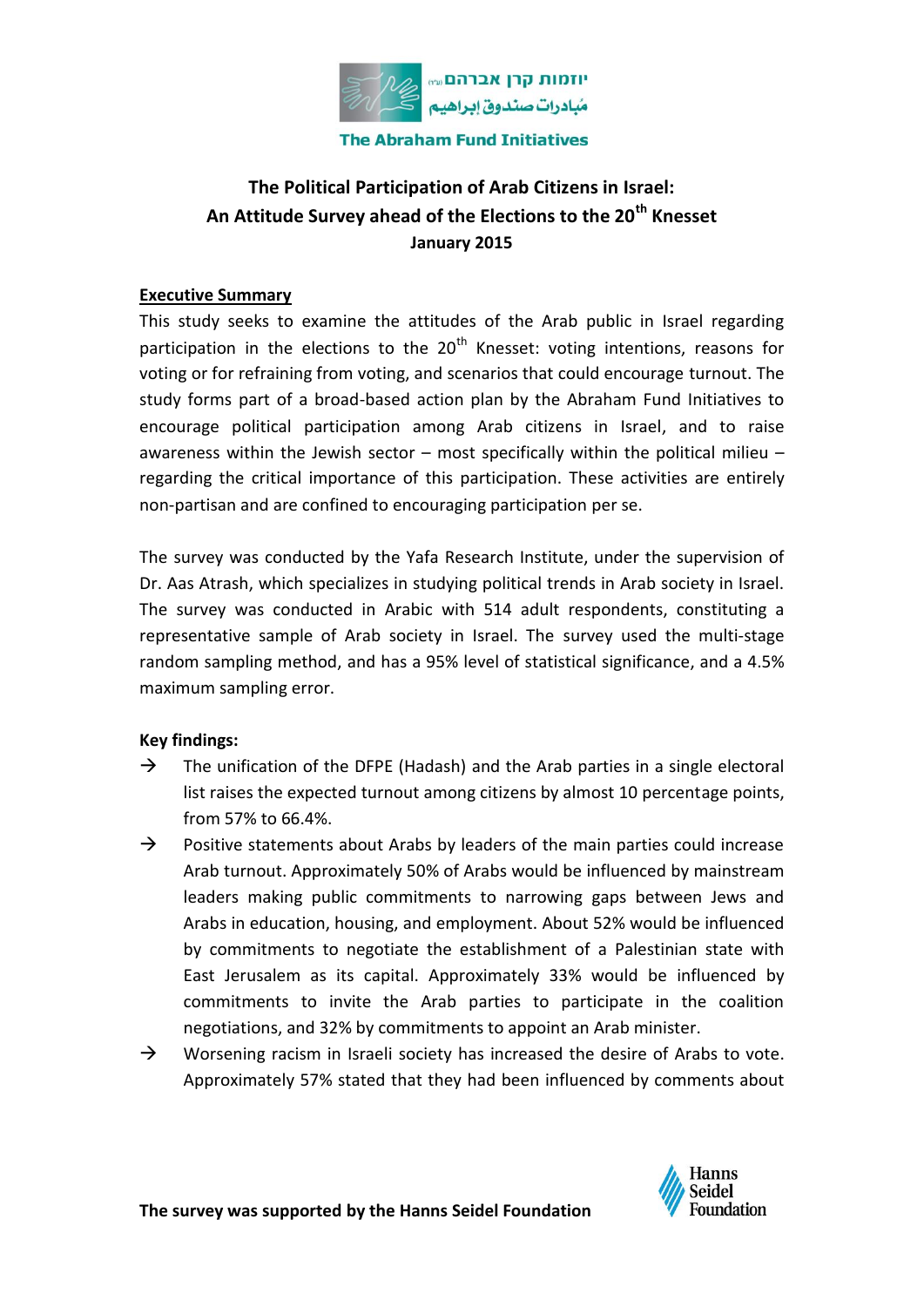יוזמות קרן אברהם (ע"ר)
مُبادرات صندوق إبراهيم
**The Abraham Fund Initiatives**

## The Political Participation of Arab Citizens in Israel: An Attitude Survey ahead of the Elections to the 20th Knesset

**January 2015**

### Executive Summary

This study seeks to examine the attitudes of the Arab public in Israel regarding participation in the elections to the 20th Knesset: voting intentions, reasons for voting or for refraining from voting, and scenarios that could encourage turnout. The study forms part of a broad-based action plan by the Abraham Fund Initiatives to encourage political participation among Arab citizens in Israel, and to raise awareness within the Jewish sector – most specifically within the political milieu – regarding the critical importance of this participation. These activities are entirely non-partisan and are confined to encouraging participation per se.

The survey was conducted by the Yafa Research Institute, under the supervision of Dr. Aas Atrash, which specializes in studying political trends in Arab society in Israel. The survey was conducted in Arabic with 514 adult respondents, constituting a representative sample of Arab society in Israel. The survey used the multi-stage random sampling method, and has a 95% level of statistical significance, and a 4.5% maximum sampling error.

**Key findings:**

- → The unification of the DFPE (Hadash) and the Arab parties in a single electoral list raises the expected turnout among citizens by almost 10 percentage points, from 57% to 66.4%.
- → Positive statements about Arabs by leaders of the main parties could increase Arab turnout. Approximately 50% of Arabs would be influenced by mainstream leaders making public commitments to narrowing gaps between Jews and Arabs in education, housing, and employment. About 52% would be influenced by commitments to negotiate the establishment of a Palestinian state with East Jerusalem as its capital. Approximately 33% would be influenced by commitments to invite the Arab parties to participate in the coalition negotiations, and 32% by commitments to appoint an Arab minister.
- → Worsening racism in Israeli society has increased the desire of Arabs to vote. Approximately 57% stated that they had been influenced by comments about

**The survey was supported by the Hanns Seidel Foundation**

Hanns Seidel Foundation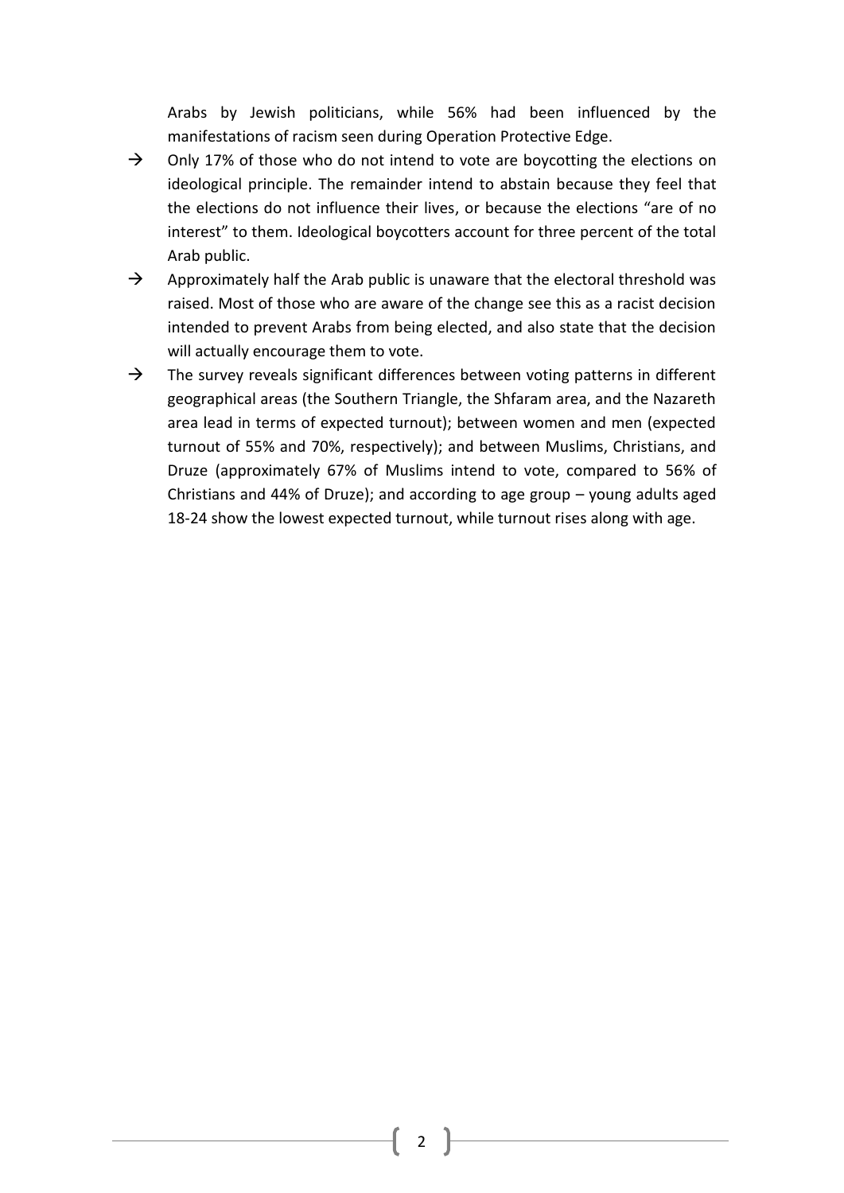Arabs by Jewish politicians, while 56% had been influenced by the manifestations of racism seen during Operation Protective Edge.

- Only 17% of those who do not intend to vote are boycotting the elections on ideological principle. The remainder intend to abstain because they feel that the elections do not influence their lives, or because the elections "are of no interest" to them. Ideological boycotters account for three percent of the total Arab public.
- Approximately half the Arab public is unaware that the electoral threshold was raised. Most of those who are aware of the change see this as a racist decision intended to prevent Arabs from being elected, and also state that the decision will actually encourage them to vote.
- The survey reveals significant differences between voting patterns in different geographical areas (the Southern Triangle, the Shfaram area, and the Nazareth area lead in terms of expected turnout); between women and men (expected turnout of 55% and 70%, respectively); and between Muslims, Christians, and Druze (approximately 67% of Muslims intend to vote, compared to 56% of Christians and 44% of Druze); and according to age group – young adults aged 18-24 show the lowest expected turnout, while turnout rises along with age.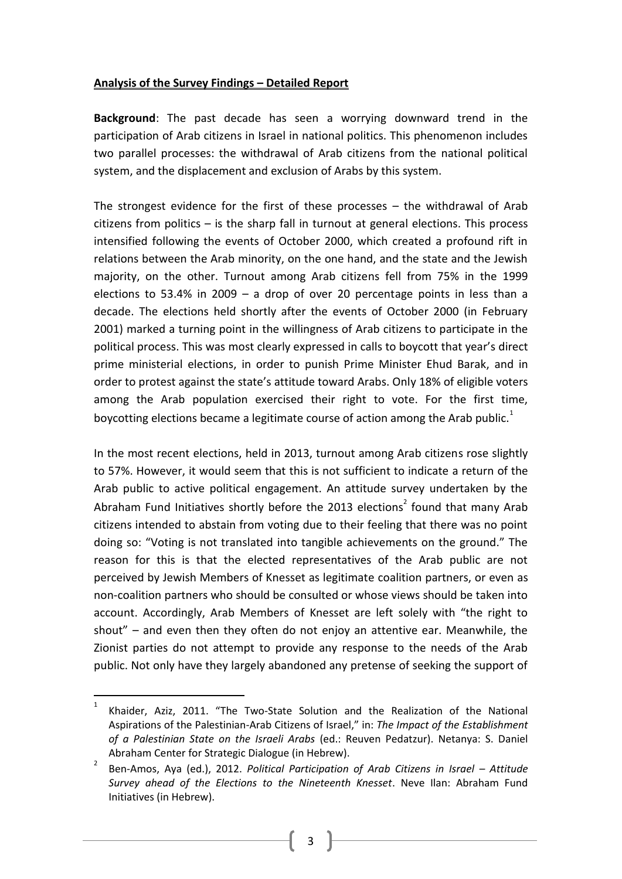**Analysis of the Survey Findings – Detailed Report**

**Background**: The past decade has seen a worrying downward trend in the participation of Arab citizens in Israel in national politics. This phenomenon includes two parallel processes: the withdrawal of Arab citizens from the national political system, and the displacement and exclusion of Arabs by this system.

The strongest evidence for the first of these processes – the withdrawal of Arab citizens from politics – is the sharp fall in turnout at general elections. This process intensified following the events of October 2000, which created a profound rift in relations between the Arab minority, on the one hand, and the state and the Jewish majority, on the other. Turnout among Arab citizens fell from 75% in the 1999 elections to 53.4% in 2009 – a drop of over 20 percentage points in less than a decade. The elections held shortly after the events of October 2000 (in February 2001) marked a turning point in the willingness of Arab citizens to participate in the political process. This was most clearly expressed in calls to boycott that year's direct prime ministerial elections, in order to punish Prime Minister Ehud Barak, and in order to protest against the state's attitude toward Arabs. Only 18% of eligible voters among the Arab population exercised their right to vote. For the first time, boycotting elections became a legitimate course of action among the Arab public.[1]

In the most recent elections, held in 2013, turnout among Arab citizens rose slightly to 57%. However, it would seem that this is not sufficient to indicate a return of the Arab public to active political engagement. An attitude survey undertaken by the Abraham Fund Initiatives shortly before the 2013 elections[2] found that many Arab citizens intended to abstain from voting due to their feeling that there was no point doing so: "Voting is not translated into tangible achievements on the ground." The reason for this is that the elected representatives of the Arab public are not perceived by Jewish Members of Knesset as legitimate coalition partners, or even as non-coalition partners who should be consulted or whose views should be taken into account. Accordingly, Arab Members of Knesset are left solely with "the right to shout" – and even then they often do not enjoy an attentive ear. Meanwhile, the Zionist parties do not attempt to provide any response to the needs of the Arab public. Not only have they largely abandoned any pretense of seeking the support of

---

[1] Khaider, Aziz, 2011. "The Two-State Solution and the Realization of the National Aspirations of the Palestinian-Arab Citizens of Israel," in: *The Impact of the Establishment of a Palestinian State on the Israeli Arabs* (ed.: Reuven Pedatzur). Netanya: S. Daniel Abraham Center for Strategic Dialogue (in Hebrew).

[2] Ben-Amos, Aya (ed.), 2012. *Political Participation of Arab Citizens in Israel – Attitude Survey ahead of the Elections to the Nineteenth Knesset*. Neve Ilan: Abraham Fund Initiatives (in Hebrew).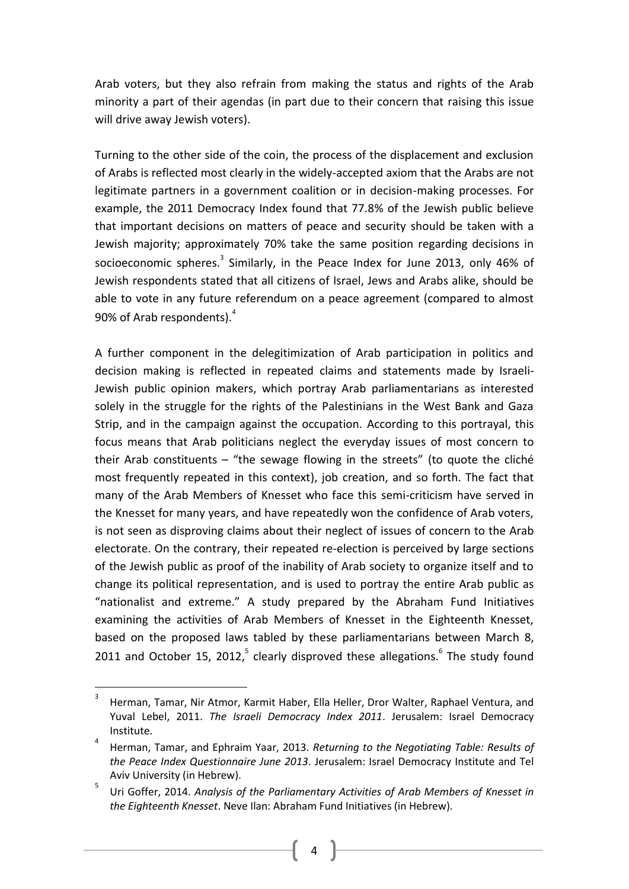Arab voters, but they also refrain from making the status and rights of the Arab minority a part of their agendas (in part due to their concern that raising this issue will drive away Jewish voters).

Turning to the other side of the coin, the process of the displacement and exclusion of Arabs is reflected most clearly in the widely-accepted axiom that the Arabs are not legitimate partners in a government coalition or in decision-making processes. For example, the 2011 Democracy Index found that 77.8% of the Jewish public believe that important decisions on matters of peace and security should be taken with a Jewish majority; approximately 70% take the same position regarding decisions in socioeconomic spheres.[3] Similarly, in the Peace Index for June 2013, only 46% of Jewish respondents stated that all citizens of Israel, Jews and Arabs alike, should be able to vote in any future referendum on a peace agreement (compared to almost 90% of Arab respondents).[4]

A further component in the delegitimization of Arab participation in politics and decision making is reflected in repeated claims and statements made by Israeli-Jewish public opinion makers, which portray Arab parliamentarians as interested solely in the struggle for the rights of the Palestinians in the West Bank and Gaza Strip, and in the campaign against the occupation. According to this portrayal, this focus means that Arab politicians neglect the everyday issues of most concern to their Arab constituents – "the sewage flowing in the streets" (to quote the cliché most frequently repeated in this context), job creation, and so forth. The fact that many of the Arab Members of Knesset who face this semi-criticism have served in the Knesset for many years, and have repeatedly won the confidence of Arab voters, is not seen as disproving claims about their neglect of issues of concern to the Arab electorate. On the contrary, their repeated re-election is perceived by large sections of the Jewish public as proof of the inability of Arab society to organize itself and to change its political representation, and is used to portray the entire Arab public as "nationalist and extreme." A study prepared by the Abraham Fund Initiatives examining the activities of Arab Members of Knesset in the Eighteenth Knesset, based on the proposed laws tabled by these parliamentarians between March 8, 2011 and October 15, 2012,[5] clearly disproved these allegations.[6] The study found

---

[3] Herman, Tamar, Nir Atmor, Karmit Haber, Ella Heller, Dror Walter, Raphael Ventura, and Yuval Lebel, 2011. *The Israeli Democracy Index 2011*. Jerusalem: Israel Democracy Institute.

[4] Herman, Tamar, and Ephraim Yaar, 2013. *Returning to the Negotiating Table: Results of the Peace Index Questionnaire June 2013*. Jerusalem: Israel Democracy Institute and Tel Aviv University (in Hebrew).

[5] Uri Goffer, 2014. *Analysis of the Parliamentary Activities of Arab Members of Knesset in the Eighteenth Knesset*. Neve Ilan: Abraham Fund Initiatives (in Hebrew).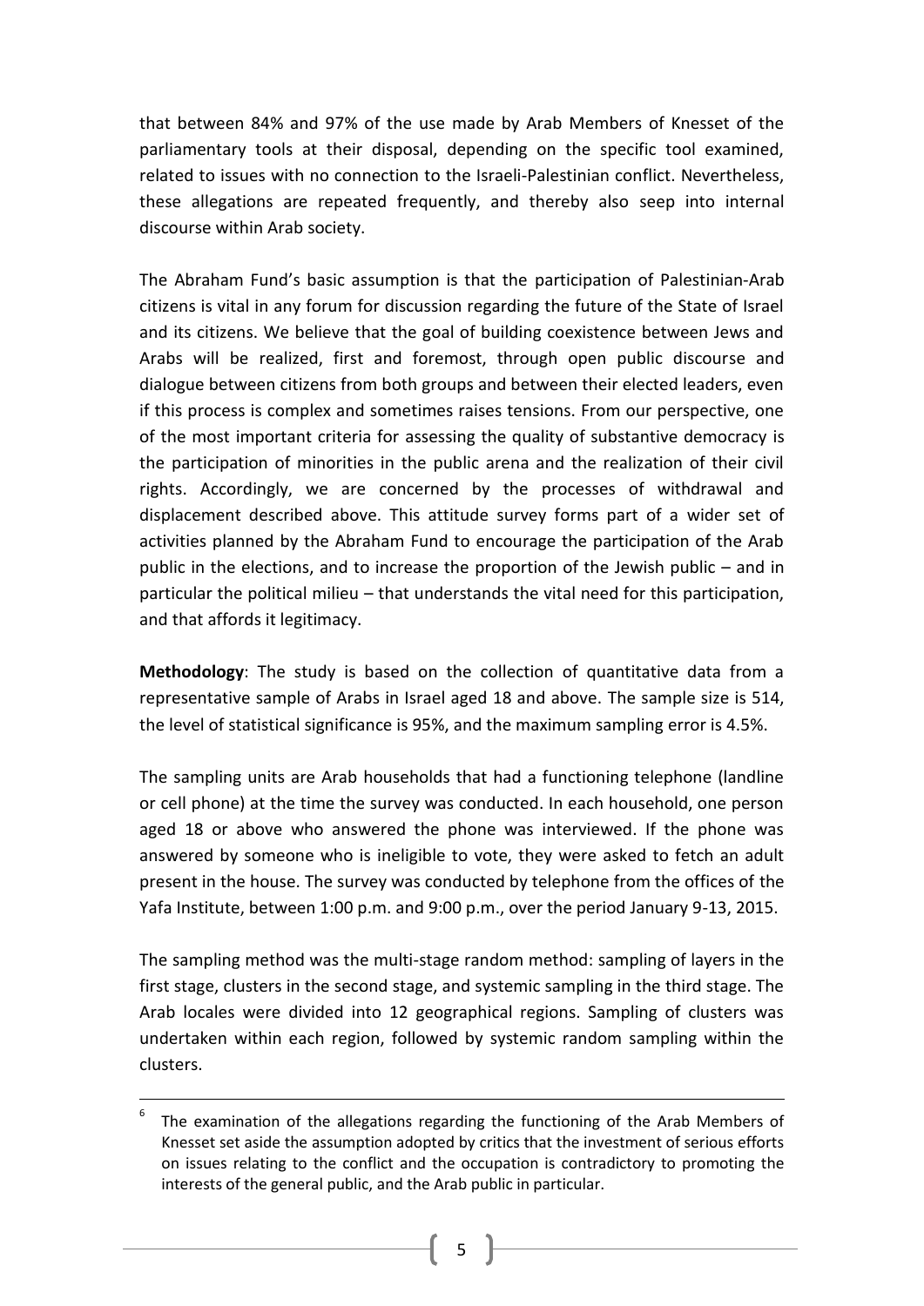that between 84% and 97% of the use made by Arab Members of Knesset of the parliamentary tools at their disposal, depending on the specific tool examined, related to issues with no connection to the Israeli-Palestinian conflict. Nevertheless, these allegations are repeated frequently, and thereby also seep into internal discourse within Arab society.

The Abraham Fund's basic assumption is that the participation of Palestinian-Arab citizens is vital in any forum for discussion regarding the future of the State of Israel and its citizens. We believe that the goal of building coexistence between Jews and Arabs will be realized, first and foremost, through open public discourse and dialogue between citizens from both groups and between their elected leaders, even if this process is complex and sometimes raises tensions. From our perspective, one of the most important criteria for assessing the quality of substantive democracy is the participation of minorities in the public arena and the realization of their civil rights. Accordingly, we are concerned by the processes of withdrawal and displacement described above. This attitude survey forms part of a wider set of activities planned by the Abraham Fund to encourage the participation of the Arab public in the elections, and to increase the proportion of the Jewish public – and in particular the political milieu – that understands the vital need for this participation, and that affords it legitimacy.

**Methodology**: The study is based on the collection of quantitative data from a representative sample of Arabs in Israel aged 18 and above. The sample size is 514, the level of statistical significance is 95%, and the maximum sampling error is 4.5%.

The sampling units are Arab households that had a functioning telephone (landline or cell phone) at the time the survey was conducted. In each household, one person aged 18 or above who answered the phone was interviewed. If the phone was answered by someone who is ineligible to vote, they were asked to fetch an adult present in the house. The survey was conducted by telephone from the offices of the Yafa Institute, between 1:00 p.m. and 9:00 p.m., over the period January 9-13, 2015.

The sampling method was the multi-stage random method: sampling of layers in the first stage, clusters in the second stage, and systemic sampling in the third stage. The Arab locales were divided into 12 geographical regions. Sampling of clusters was undertaken within each region, followed by systemic random sampling within the clusters.

---

[6] The examination of the allegations regarding the functioning of the Arab Members of Knesset set aside the assumption adopted by critics that the investment of serious efforts on issues relating to the conflict and the occupation is contradictory to promoting the interests of the general public, and the Arab public in particular.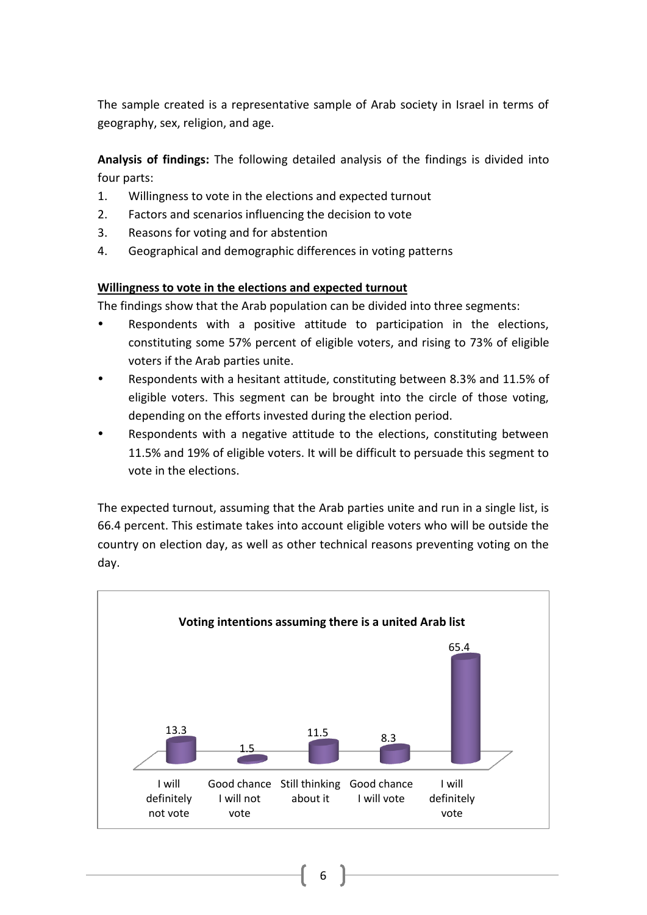The sample created is a representative sample of Arab society in Israel in terms of geography, sex, religion, and age.

**Analysis of findings:** The following detailed analysis of the findings is divided into four parts:

1. Willingness to vote in the elections and expected turnout
2. Factors and scenarios influencing the decision to vote
3. Reasons for voting and for abstention
4. Geographical and demographic differences in voting patterns

## Willingness to vote in the elections and expected turnout

The findings show that the Arab population can be divided into three segments:

- Respondents with a positive attitude to participation in the elections, constituting some 57% percent of eligible voters, and rising to 73% of eligible voters if the Arab parties unite.
- Respondents with a hesitant attitude, constituting between 8.3% and 11.5% of eligible voters. This segment can be brought into the circle of those voting, depending on the efforts invested during the election period.
- Respondents with a negative attitude to the elections, constituting between 11.5% and 19% of eligible voters. It will be difficult to persuade this segment to vote in the elections.

The expected turnout, assuming that the Arab parties unite and run in a single list, is 66.4 percent. This estimate takes into account eligible voters who will be outside the country on election day, as well as other technical reasons preventing voting on the day.

**Voting intentions assuming there is a united Arab list**

| I will definitely not vote | Good chance I will not vote | Still thinking about it | Good chance I will vote | I will definitely vote |
|---|---|---|---|---|
| 13.3 | 1.5 | 11.5 | 8.3 | 65.4 |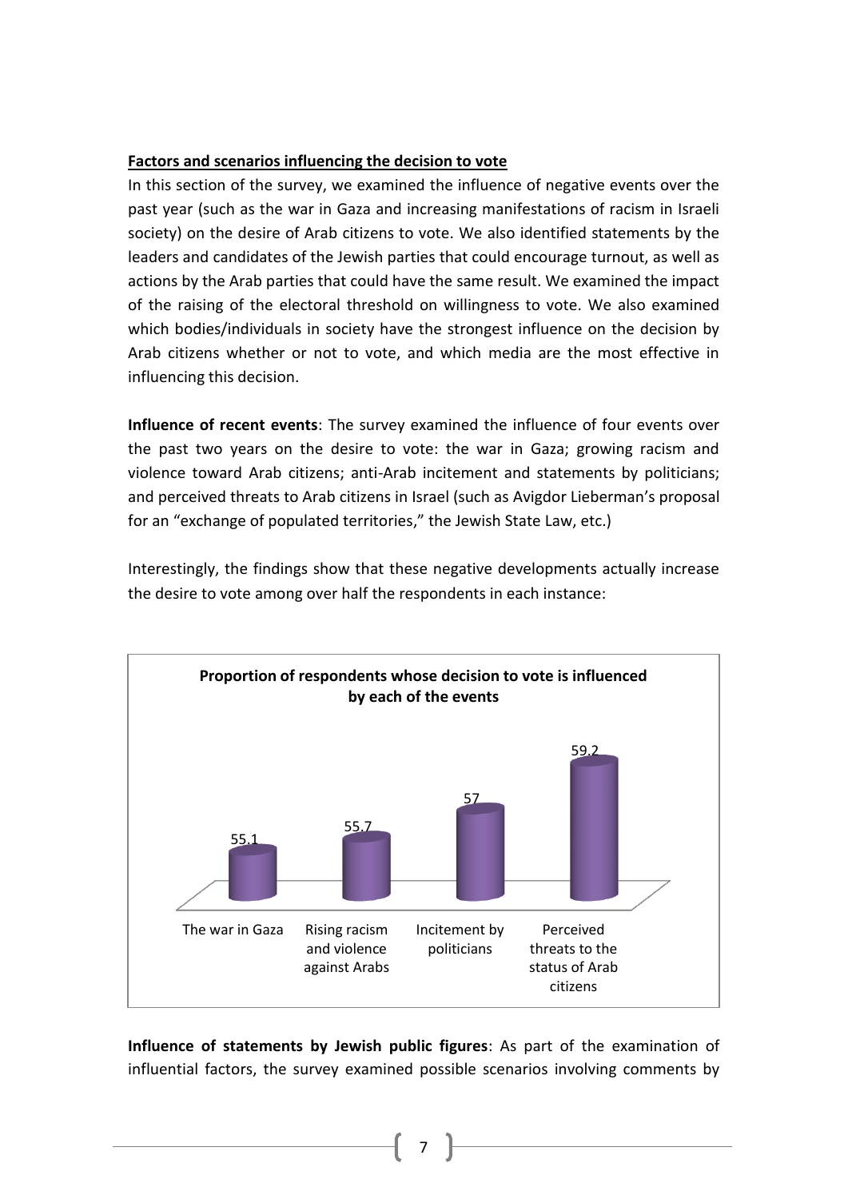**Factors and scenarios influencing the decision to vote**

In this section of the survey, we examined the influence of negative events over the past year (such as the war in Gaza and increasing manifestations of racism in Israeli society) on the desire of Arab citizens to vote. We also identified statements by the leaders and candidates of the Jewish parties that could encourage turnout, as well as actions by the Arab parties that could have the same result. We examined the impact of the raising of the electoral threshold on willingness to vote. We also examined which bodies/individuals in society have the strongest influence on the decision by Arab citizens whether or not to vote, and which media are the most effective in influencing this decision.

**Influence of recent events**: The survey examined the influence of four events over the past two years on the desire to vote: the war in Gaza; growing racism and violence toward Arab citizens; anti-Arab incitement and statements by politicians; and perceived threats to Arab citizens in Israel (such as Avigdor Lieberman's proposal for an "exchange of populated territories," the Jewish State Law, etc.)

Interestingly, the findings show that these negative developments actually increase the desire to vote among over half the respondents in each instance:

**Proportion of respondents whose decision to vote is influenced by each of the events**

| Event | % |
|---|---|
| The war in Gaza | 55.1 |
| Rising racism and violence against Arabs | 55.7 |
| Incitement by politicians | 57 |
| Perceived threats to the status of Arab citizens | 59.2 |

**Influence of statements by Jewish public figures**: As part of the examination of influential factors, the survey examined possible scenarios involving comments by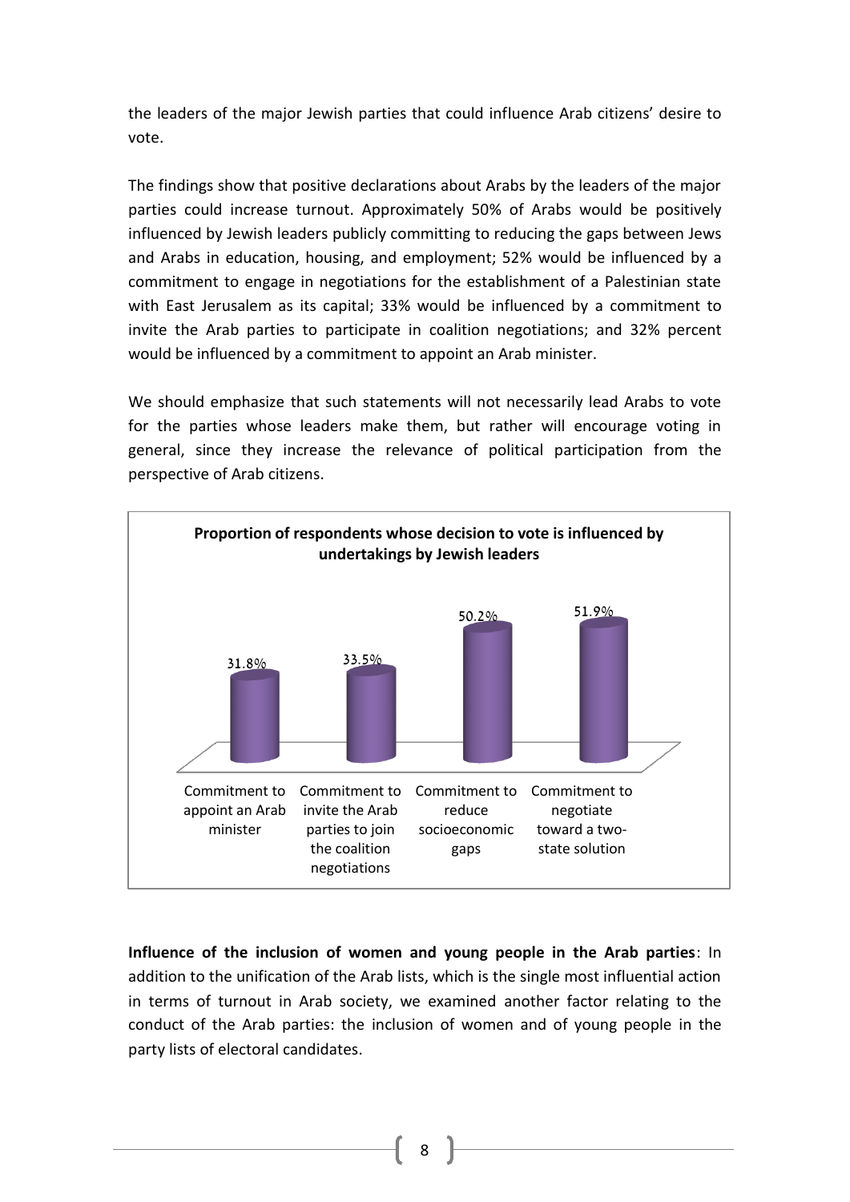the leaders of the major Jewish parties that could influence Arab citizens' desire to vote.

The findings show that positive declarations about Arabs by the leaders of the major parties could increase turnout. Approximately 50% of Arabs would be positively influenced by Jewish leaders publicly committing to reducing the gaps between Jews and Arabs in education, housing, and employment; 52% would be influenced by a commitment to engage in negotiations for the establishment of a Palestinian state with East Jerusalem as its capital; 33% would be influenced by a commitment to invite the Arab parties to participate in coalition negotiations; and 32% percent would be influenced by a commitment to appoint an Arab minister.

We should emphasize that such statements will not necessarily lead Arabs to vote for the parties whose leaders make them, but rather will encourage voting in general, since they increase the relevance of political participation from the perspective of Arab citizens.

**Proportion of respondents whose decision to vote is influenced by undertakings by Jewish leaders**

| Commitment to appoint an Arab minister | Commitment to invite the Arab parties to join the coalition negotiations | Commitment to reduce socioeconomic gaps | Commitment to negotiate toward a two-state solution |
|---|---|---|---|
| 31.8% | 33.5% | 50.2% | 51.9% |

**Influence of the inclusion of women and young people in the Arab parties**: In addition to the unification of the Arab lists, which is the single most influential action in terms of turnout in Arab society, we examined another factor relating to the conduct of the Arab parties: the inclusion of women and of young people in the party lists of electoral candidates.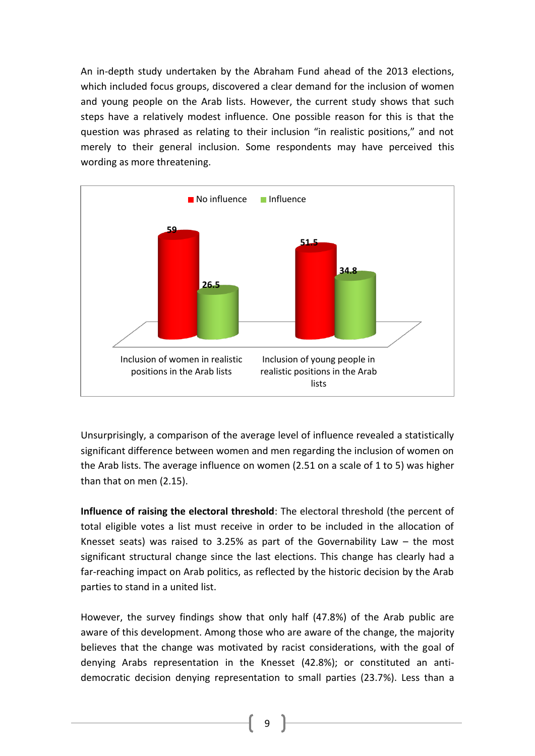An in-depth study undertaken by the Abraham Fund ahead of the 2013 elections, which included focus groups, discovered a clear demand for the inclusion of women and young people on the Arab lists. However, the current study shows that such steps have a relatively modest influence. One possible reason for this is that the question was phrased as relating to their inclusion "in realistic positions," and not merely to their general inclusion. Some respondents may have perceived this wording as more threatening.

| | No influence | Influence |
|---|---|---|
| Inclusion of women in realistic positions in the Arab lists | 59 | 26.5 |
| Inclusion of young people in realistic positions in the Arab lists | 51.5 | 34.8 |

Unsurprisingly, a comparison of the average level of influence revealed a statistically significant difference between women and men regarding the inclusion of women on the Arab lists. The average influence on women (2.51 on a scale of 1 to 5) was higher than that on men (2.15).

**Influence of raising the electoral threshold**: The electoral threshold (the percent of total eligible votes a list must receive in order to be included in the allocation of Knesset seats) was raised to 3.25% as part of the Governability Law – the most significant structural change since the last elections. This change has clearly had a far-reaching impact on Arab politics, as reflected by the historic decision by the Arab parties to stand in a united list.

However, the survey findings show that only half (47.8%) of the Arab public are aware of this development. Among those who are aware of the change, the majority believes that the change was motivated by racist considerations, with the goal of denying Arabs representation in the Knesset (42.8%); or constituted an anti-democratic decision denying representation to small parties (23.7%). Less than a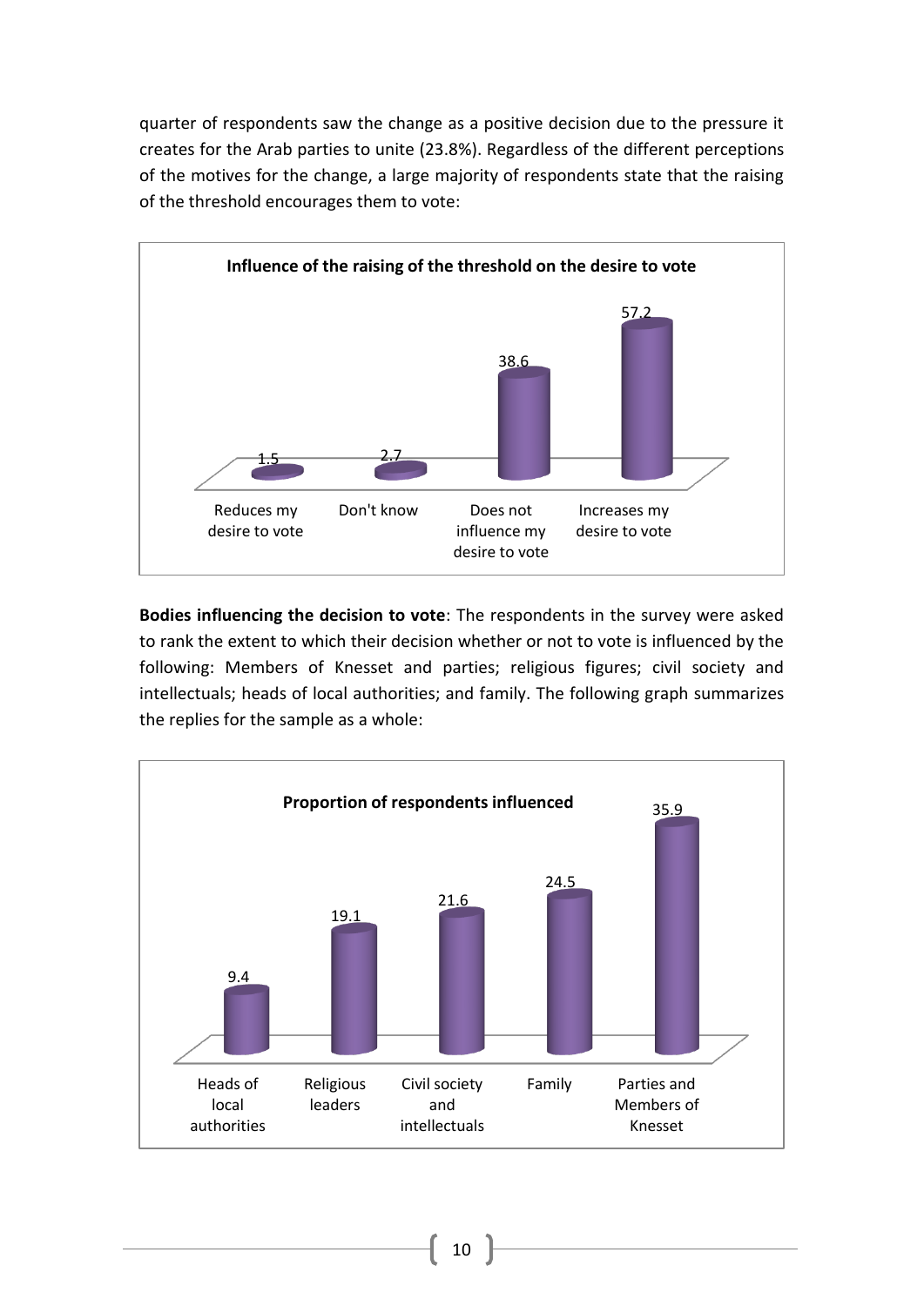quarter of respondents saw the change as a positive decision due to the pressure it creates for the Arab parties to unite (23.8%). Regardless of the different perceptions of the motives for the change, a large majority of respondents state that the raising of the threshold encourages them to vote:

**Influence of the raising of the threshold on the desire to vote**

| Reduces my desire to vote | Don't know | Does not influence my desire to vote | Increases my desire to vote |
|---|---|---|---|
| 1.5 | 2.7 | 38.6 | 57.2 |

**Bodies influencing the decision to vote**: The respondents in the survey were asked to rank the extent to which their decision whether or not to vote is influenced by the following: Members of Knesset and parties; religious figures; civil society and intellectuals; heads of local authorities; and family. The following graph summarizes the replies for the sample as a whole:

**Proportion of respondents influenced**

| Heads of local authorities | Religious leaders | Civil society and intellectuals | Family | Parties and Members of Knesset |
|---|---|---|---|---|
| 9.4 | 19.1 | 21.6 | 24.5 | 35.9 |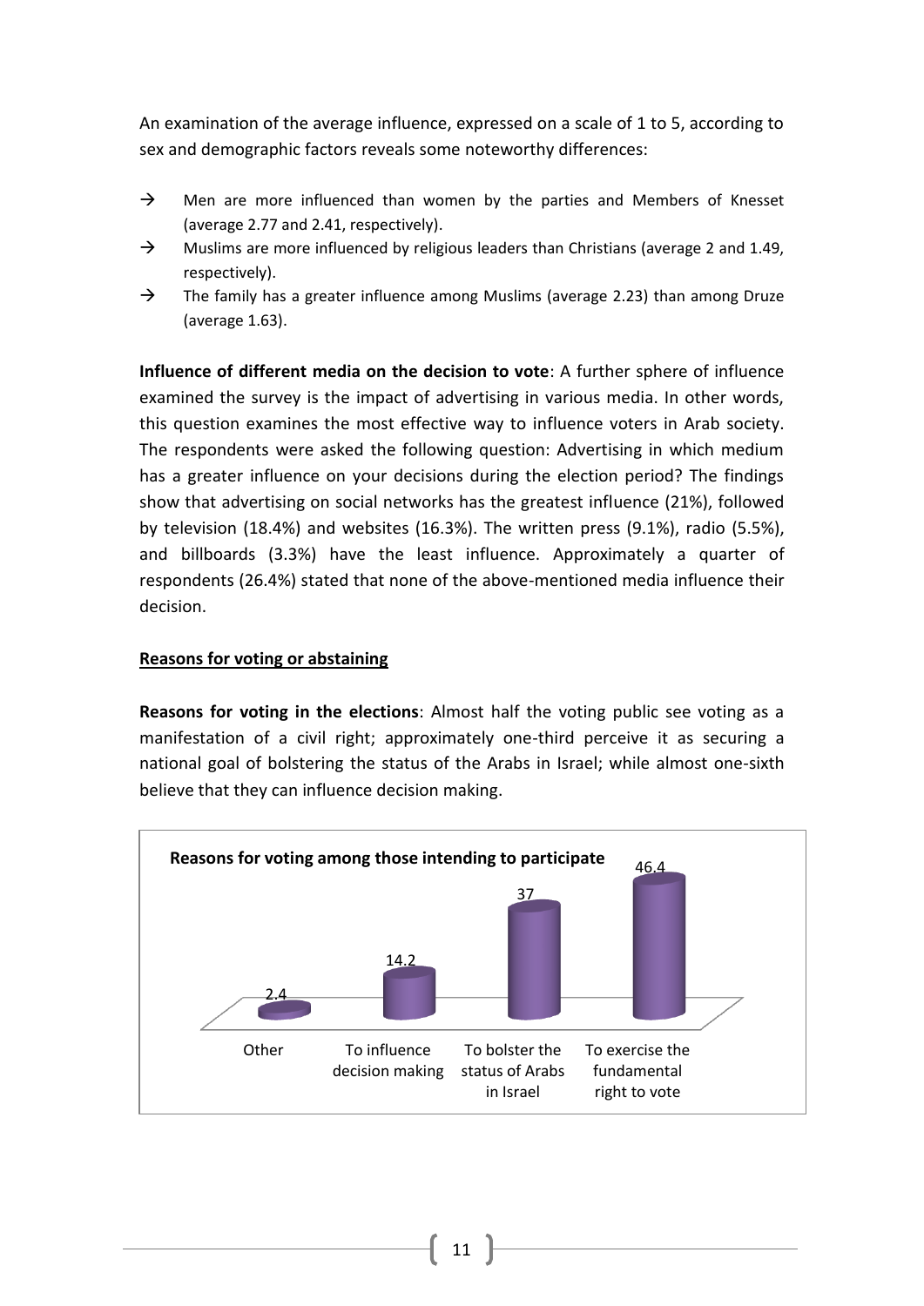An examination of the average influence, expressed on a scale of 1 to 5, according to sex and demographic factors reveals some noteworthy differences:

- → Men are more influenced than women by the parties and Members of Knesset (average 2.77 and 2.41, respectively).
- → Muslims are more influenced by religious leaders than Christians (average 2 and 1.49, respectively).
- → The family has a greater influence among Muslims (average 2.23) than among Druze (average 1.63).

**Influence of different media on the decision to vote**: A further sphere of influence examined the survey is the impact of advertising in various media. In other words, this question examines the most effective way to influence voters in Arab society. The respondents were asked the following question: Advertising in which medium has a greater influence on your decisions during the election period? The findings show that advertising on social networks has the greatest influence (21%), followed by television (18.4%) and websites (16.3%). The written press (9.1%), radio (5.5%), and billboards (3.3%) have the least influence. Approximately a quarter of respondents (26.4%) stated that none of the above-mentioned media influence their decision.

## Reasons for voting or abstaining

**Reasons for voting in the elections**: Almost half the voting public see voting as a manifestation of a civil right; approximately one-third perceive it as securing a national goal of bolstering the status of the Arabs in Israel; while almost one-sixth believe that they can influence decision making.

**Reasons for voting among those intending to participate**

| Reason | % |
|---|---|
| Other | 2.4 |
| To influence decision making | 14.2 |
| To bolster the status of Arabs in Israel | 37 |
| To exercise the fundamental right to vote | 46.4 |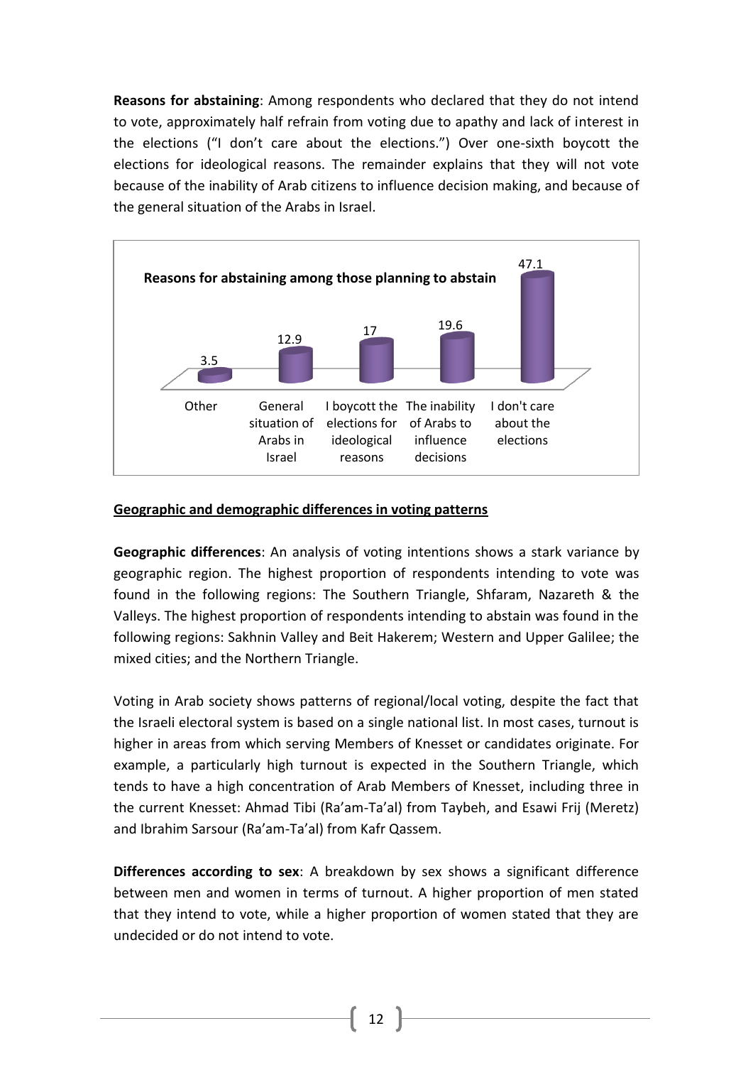**Reasons for abstaining**: Among respondents who declared that they do not intend to vote, approximately half refrain from voting due to apathy and lack of interest in the elections ("I don't care about the elections.") Over one-sixth boycott the elections for ideological reasons. The remainder explains that they will not vote because of the inability of Arab citizens to influence decision making, and because of the general situation of the Arabs in Israel.

**Reasons for abstaining among those planning to abstain**

| Reason | % |
|---|---|
| Other | 3.5 |
| General situation of Arabs in Israel | 12.9 |
| I boycott the elections for ideological reasons | 17 |
| The inability of Arabs to influence decisions | 19.6 |
| I don't care about the elections | 47.1 |

## Geographic and demographic differences in voting patterns

**Geographic differences**: An analysis of voting intentions shows a stark variance by geographic region. The highest proportion of respondents intending to vote was found in the following regions: The Southern Triangle, Shfaram, Nazareth & the Valleys. The highest proportion of respondents intending to abstain was found in the following regions: Sakhnin Valley and Beit Hakerem; Western and Upper Galilee; the mixed cities; and the Northern Triangle.

Voting in Arab society shows patterns of regional/local voting, despite the fact that the Israeli electoral system is based on a single national list. In most cases, turnout is higher in areas from which serving Members of Knesset or candidates originate. For example, a particularly high turnout is expected in the Southern Triangle, which tends to have a high concentration of Arab Members of Knesset, including three in the current Knesset: Ahmad Tibi (Ra'am-Ta'al) from Taybeh, and Esawi Frij (Meretz) and Ibrahim Sarsour (Ra'am-Ta'al) from Kafr Qassem.

**Differences according to sex**: A breakdown by sex shows a significant difference between men and women in terms of turnout. A higher proportion of men stated that they intend to vote, while a higher proportion of women stated that they are undecided or do not intend to vote.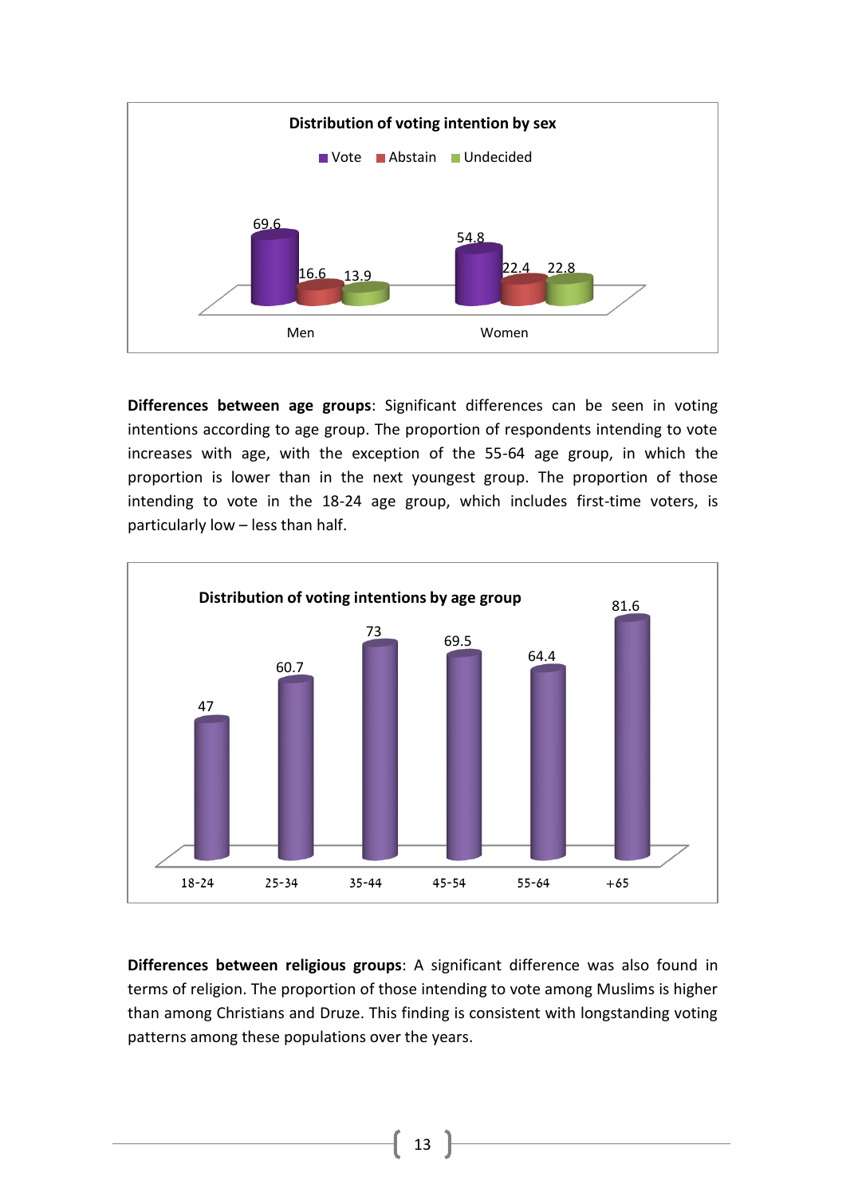**Distribution of voting intention by sex**

| | Vote | Abstain | Undecided |
|---|---|---|---|
| Men | 69.6 | 16.6 | 13.9 |
| Women | 54.8 | 22.4 | 22.8 |

**Differences between age groups**: Significant differences can be seen in voting intentions according to age group. The proportion of respondents intending to vote increases with age, with the exception of the 55-64 age group, in which the proportion is lower than in the next youngest group. The proportion of those intending to vote in the 18-24 age group, which includes first-time voters, is particularly low – less than half.

**Distribution of voting intentions by age group**

| 18-24 | 25-34 | 35-44 | 45-54 | 55-64 | +65 |
|---|---|---|---|---|---|
| 47 | 60.7 | 73 | 69.5 | 64.4 | 81.6 |

**Differences between religious groups**: A significant difference was also found in terms of religion. The proportion of those intending to vote among Muslims is higher than among Christians and Druze. This finding is consistent with longstanding voting patterns among these populations over the years.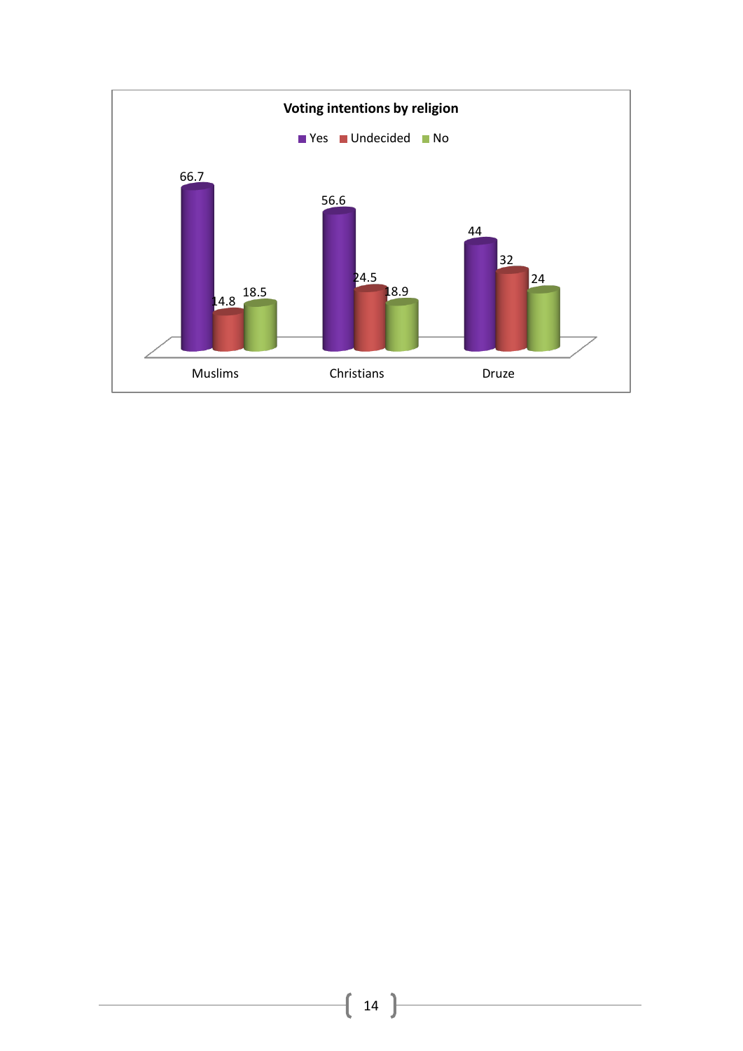Voting intentions by religion

Yes
Undecided
No

66.7
14.8
18.5
Muslims

56.6
24.5
18.9
Christians

44
32
24
Druze